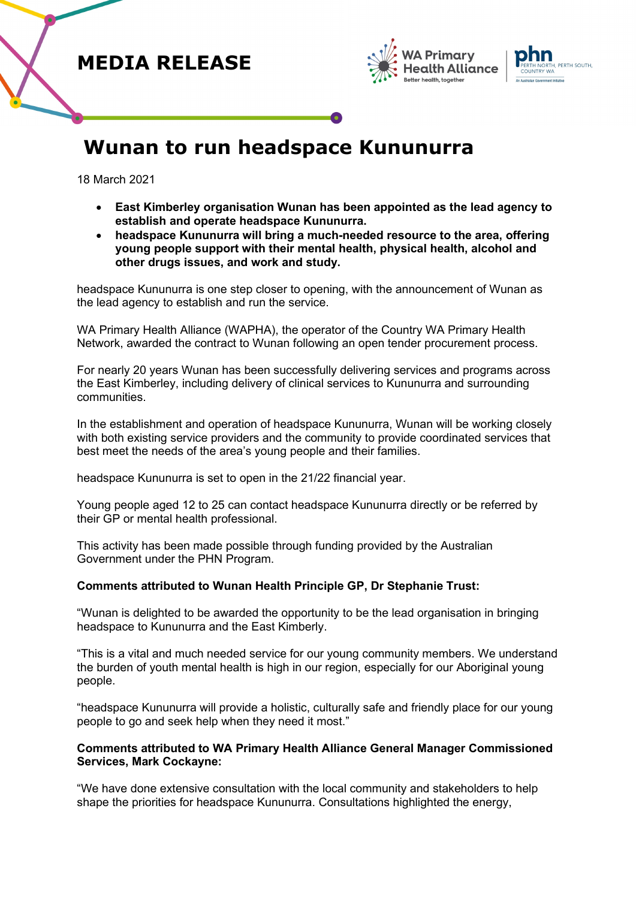# MEDIA RELEASE

# Wunan to run headspace Kununurra

18 March 2021

- **East Kimberley organisation Wunan has been appointed as the lead agency to establish and operate headspace Kununurra.**
- **headspace Kununurra will bring a much-needed resource to the area, offering young people support with their mental health, physical health, alcohol and other drugs issues, and work and study.**

headspace Kununurra is one step closer to opening, with the announcement of Wunan as the lead agency to establish and run the service.

WA Primary Health Alliance (WAPHA), the operator of the Country WA Primary Health Network, awarded the contract to Wunan following an open tender procurement process.

For nearly 20 years Wunan has been successfully delivering services and programs across the East Kimberley, including delivery of clinical services to Kununurra and surrounding communities.

In the establishment and operation of headspace Kununurra, Wunan will be working closely with both existing service providers and the community to provide coordinated services that best meet the needs of the area's young people and their families.

headspace Kununurra is set to open in the 21/22 financial year.

Young people aged 12 to 25 can contact headspace Kununurra directly or be referred by their GP or mental health professional.

This activity has been made possible through funding provided by the Australian Government under the PHN Program.

**Comments attributed to Wunan Health Principle GP, Dr Stephanie Trust:**

"Wunan is delighted to be awarded the opportunity to be the lead organisation in bringing headspace to Kununurra and the East Kimberly.

"This is a vital and much needed service for our young community members. We understand the burden of youth mental health is high in our region, especially for our Aboriginal young people.

"headspace Kununurra will provide a holistic, culturally safe and friendly place for our young people to go and seek help when they need it most."

**Comments attributed to WA Primary Health Alliance General Manager Commissioned Services, Mark Cockayne:**

"We have done extensive consultation with the local community and stakeholders to help shape the priorities for headspace Kununurra. Consultations highlighted the energy,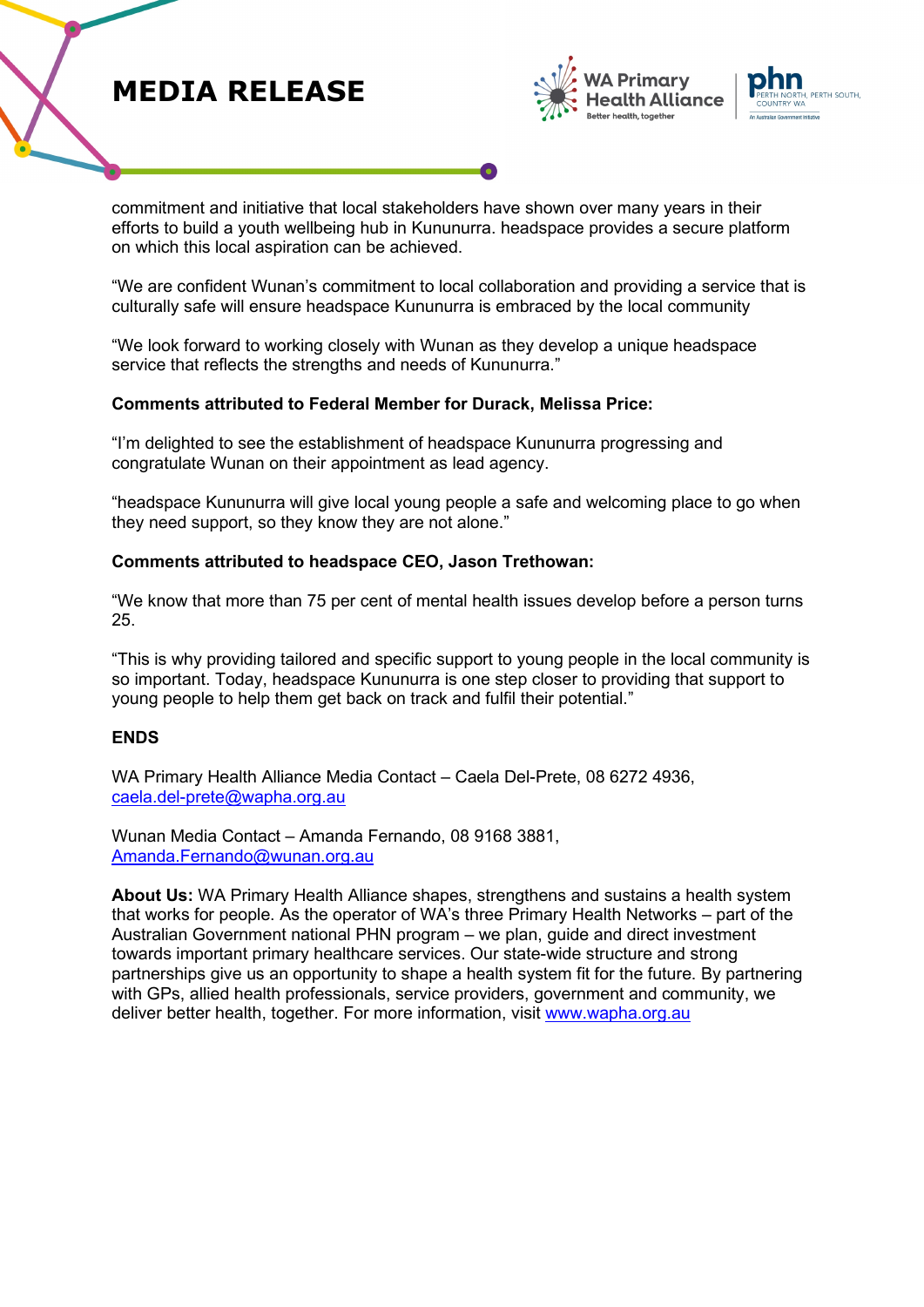commitment and initiative that local stakeholders have shown over many years in their efforts to build a youth wellbeing hub in Kununurra. headspace provides a secure platform on which this local aspiration can be achieved.

“We are confident Wunan’s commitment to local collaboration and providing a service that is culturally safe will ensure headspace Kununurra is embraced by the local community

“We look forward to working closely with Wunan as they develop a unique headspace service that reflects the strengths and needs of Kununurra.”

**Comments attributed to Federal Member for Durack, Melissa Price:**

“I’m delighted to see the establishment of headspace Kununurra progressing and congratulate Wunan on their appointment as lead agency.

“headspace Kununurra will give local young people a safe and welcoming place to go when they need support, so they know they are not alone.”

**Comments attributed to headspace CEO, Jason Trethowan:**

“We know that more than 75 per cent of mental health issues develop before a person turns 25.

“This is why providing tailored and specific support to young people in the local community is so important. Today, headspace Kununurra is one step closer to providing that support to young people to help them get back on track and fulfil their potential.”

**ENDS**

WA Primary Health Alliance Media Contact – Caela Del-Prete, 08 6272 4936, [caela.del-prete@wapha.org.au](mailto:caela.del-prete@wapha.org.au)

Wunan Media Contact – Amanda Fernando, 08 9168 3881, [Amanda.Fernando@wunan.org.au](mailto:Amanda.Fernando@wunan.org.au)

**About Us:** WA Primary Health Alliance shapes, strengthens and sustains a health system that works for people. As the operator of WA’s three Primary Health Networks – part of the Australian Government national PHN program – we plan, guide and direct investment towards important primary healthcare services. Our state-wide structure and strong partnerships give us an opportunity to shape a health system fit for the future. By partnering with GPs, allied health professionals, service providers, government and community, we deliver better health, together. For more information, visit [www.wapha.org.au](http://www.wapha.org.au)